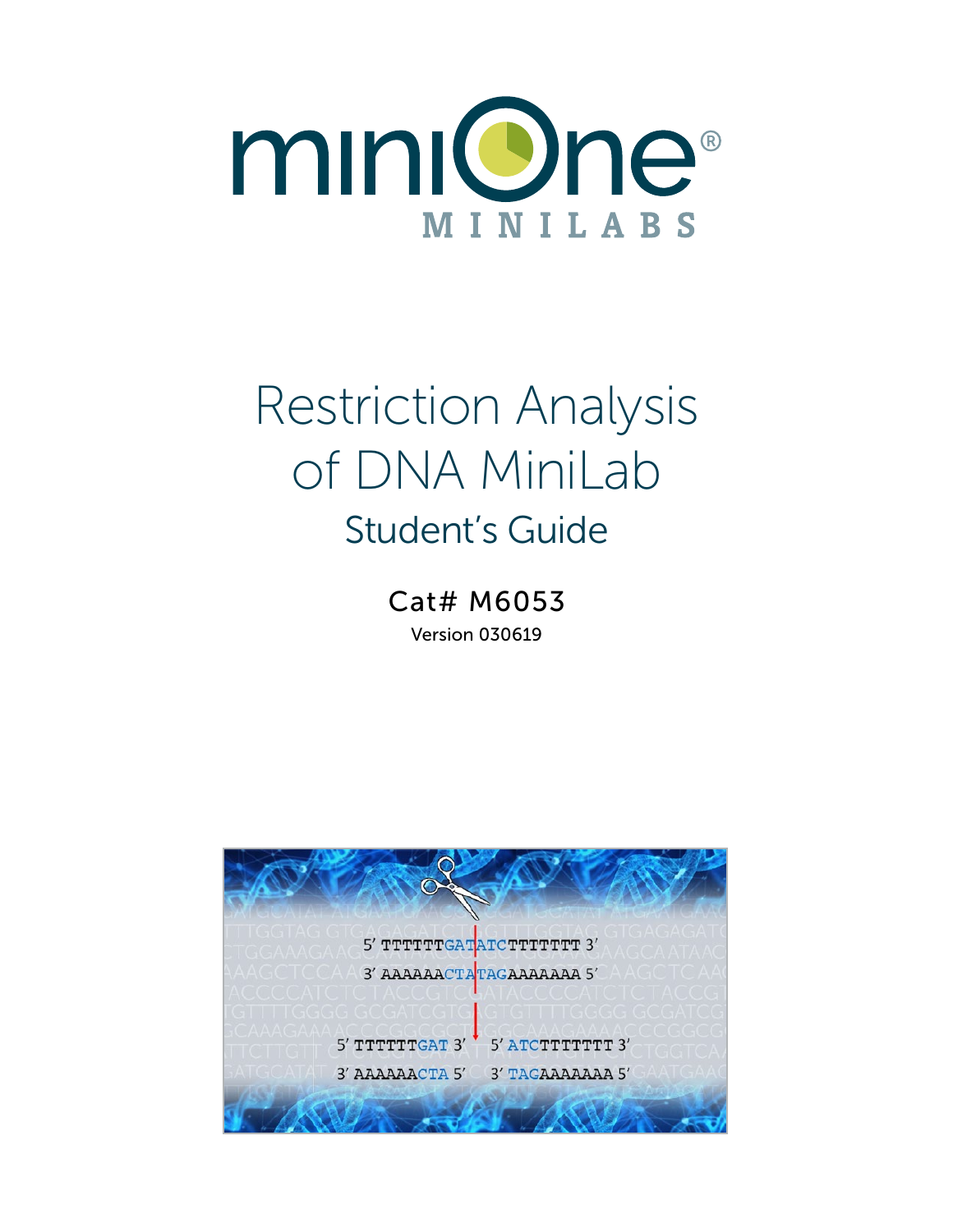miniOne®
MINILABS

# Restriction Analysis of DNA MiniLab

## Student's Guide

Cat# M6053

Version 030619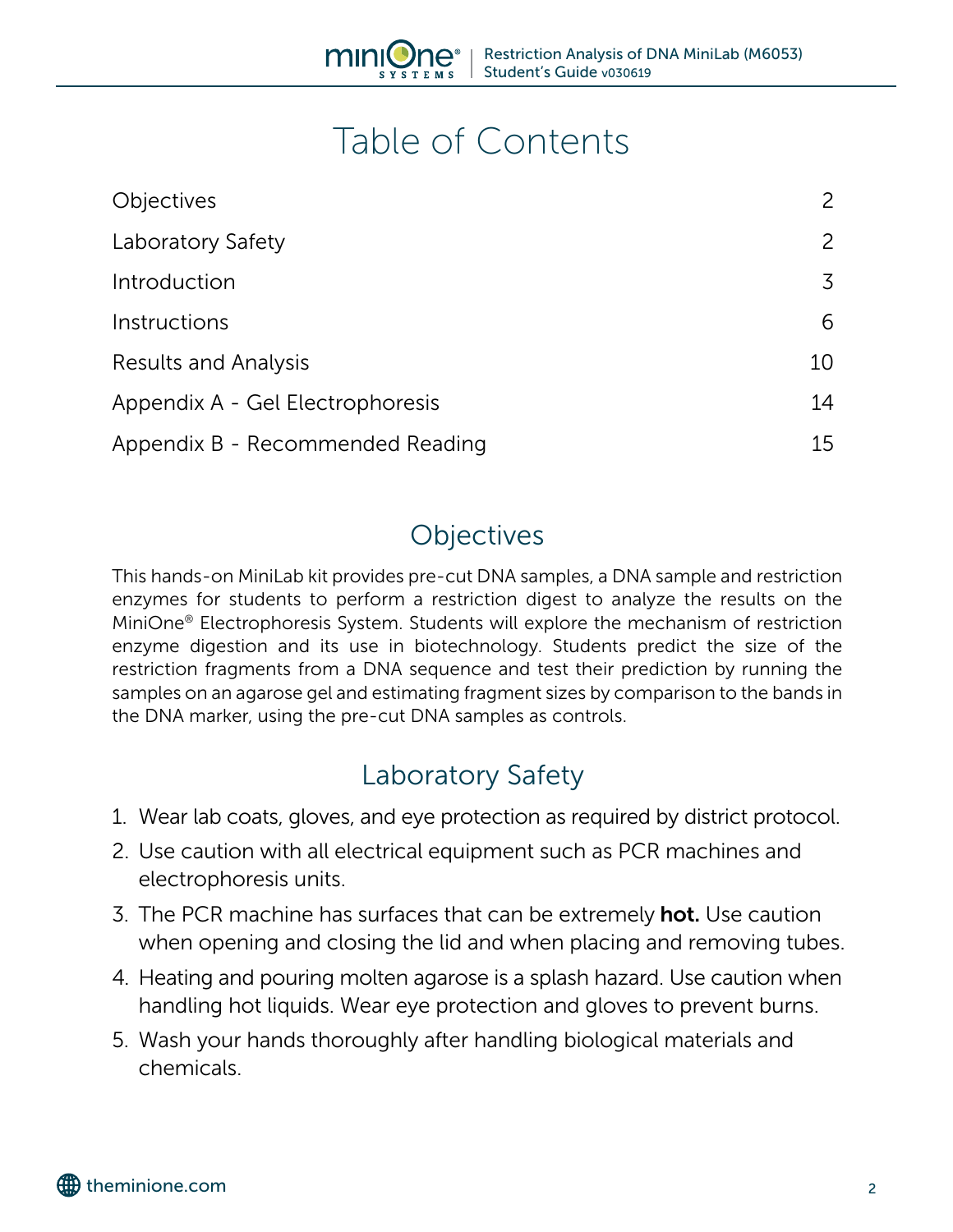# Table of Contents

| | |
|---|---|
| Objectives | 2 |
| Laboratory Safety | 2 |
| Introduction | 3 |
| Instructions | 6 |
| Results and Analysis | 10 |
| Appendix A - Gel Electrophoresis | 14 |
| Appendix B - Recommended Reading | 15 |

## Objectives

This hands-on MiniLab kit provides pre-cut DNA samples, a DNA sample and restriction enzymes for students to perform a restriction digest to analyze the results on the MiniOne® Electrophoresis System. Students will explore the mechanism of restriction enzyme digestion and its use in biotechnology. Students predict the size of the restriction fragments from a DNA sequence and test their prediction by running the samples on an agarose gel and estimating fragment sizes by comparison to the bands in the DNA marker, using the pre-cut DNA samples as controls.

## Laboratory Safety

1. Wear lab coats, gloves, and eye protection as required by district protocol.
2. Use caution with all electrical equipment such as PCR machines and electrophoresis units.
3. The PCR machine has surfaces that can be extremely **hot.** Use caution when opening and closing the lid and when placing and removing tubes.
4. Heating and pouring molten agarose is a splash hazard. Use caution when handling hot liquids. Wear eye protection and gloves to prevent burns.
5. Wash your hands thoroughly after handling biological materials and chemicals.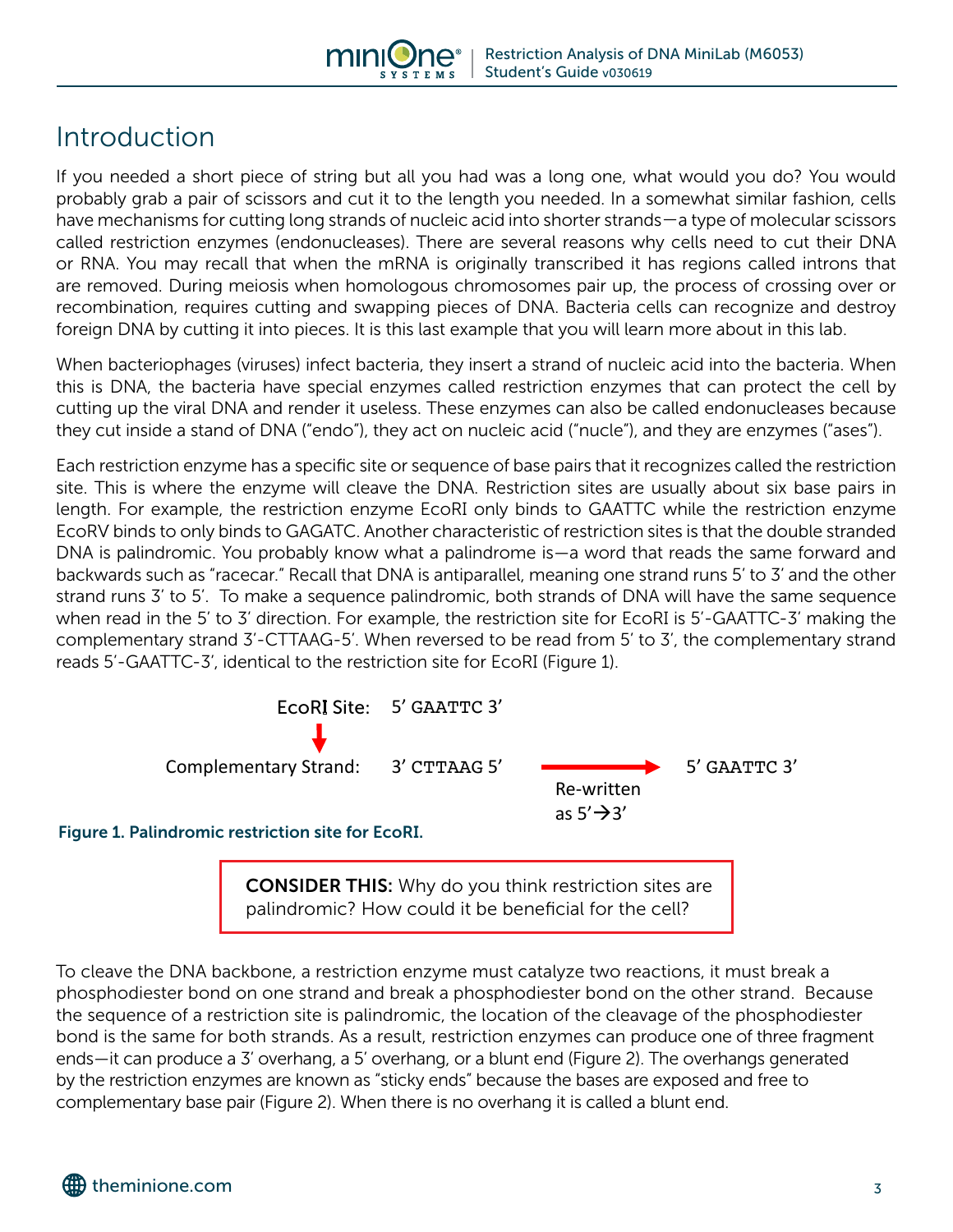# Introduction

If you needed a short piece of string but all you had was a long one, what would you do? You would probably grab a pair of scissors and cut it to the length you needed. In a somewhat similar fashion, cells have mechanisms for cutting long strands of nucleic acid into shorter strands—a type of molecular scissors called restriction enzymes (endonucleases). There are several reasons why cells need to cut their DNA or RNA. You may recall that when the mRNA is originally transcribed it has regions called introns that are removed. During meiosis when homologous chromosomes pair up, the process of crossing over or recombination, requires cutting and swapping pieces of DNA. Bacteria cells can recognize and destroy foreign DNA by cutting it into pieces. It is this last example that you will learn more about in this lab.

When bacteriophages (viruses) infect bacteria, they insert a strand of nucleic acid into the bacteria. When this is DNA, the bacteria have special enzymes called restriction enzymes that can protect the cell by cutting up the viral DNA and render it useless. These enzymes can also be called endonucleases because they cut inside a stand of DNA ("endo"), they act on nucleic acid ("nucle"), and they are enzymes ("ases").

Each restriction enzyme has a specific site or sequence of base pairs that it recognizes called the restriction site. This is where the enzyme will cleave the DNA. Restriction sites are usually about six base pairs in length. For example, the restriction enzyme EcoRI only binds to GAATTC while the restriction enzyme EcoRV binds to only binds to GAGATC. Another characteristic of restriction sites is that the double stranded DNA is palindromic. You probably know what a palindrome is—a word that reads the same forward and backwards such as "racecar." Recall that DNA is antiparallel, meaning one strand runs 5′ to 3′ and the other strand runs 3′ to 5′. To make a sequence palindromic, both strands of DNA will have the same sequence when read in the 5′ to 3′ direction. For example, the restriction site for EcoRI is 5′-GAATTC-3′ making the complementary strand 3′-CTTAAG-5′. When reversed to be read from 5′ to 3′, the complementary strand reads 5′-GAATTC-3′, identical to the restriction site for EcoRI (Figure 1).

EcoRI Site: 5′ GAATTC 3′

Complementary Strand: 3′ CTTAAG 5′

Re-written as 5′→3′

5′ GAATTC 3′

**Figure 1. Palindromic restriction site for EcoRI.**

> **CONSIDER THIS:** Why do you think restriction sites are palindromic? How could it be beneficial for the cell?

To cleave the DNA backbone, a restriction enzyme must catalyze two reactions, it must break a phosphodiester bond on one strand and break a phosphodiester bond on the other strand. Because the sequence of a restriction site is palindromic, the location of the cleavage of the phosphodiester bond is the same for both strands. As a result, restriction enzymes can produce one of three fragment ends—it can produce a 3′ overhang, a 5′ overhang, or a blunt end (Figure 2). The overhangs generated by the restriction enzymes are known as "sticky ends" because the bases are exposed and free to complementary base pair (Figure 2). When there is no overhang it is called a blunt end.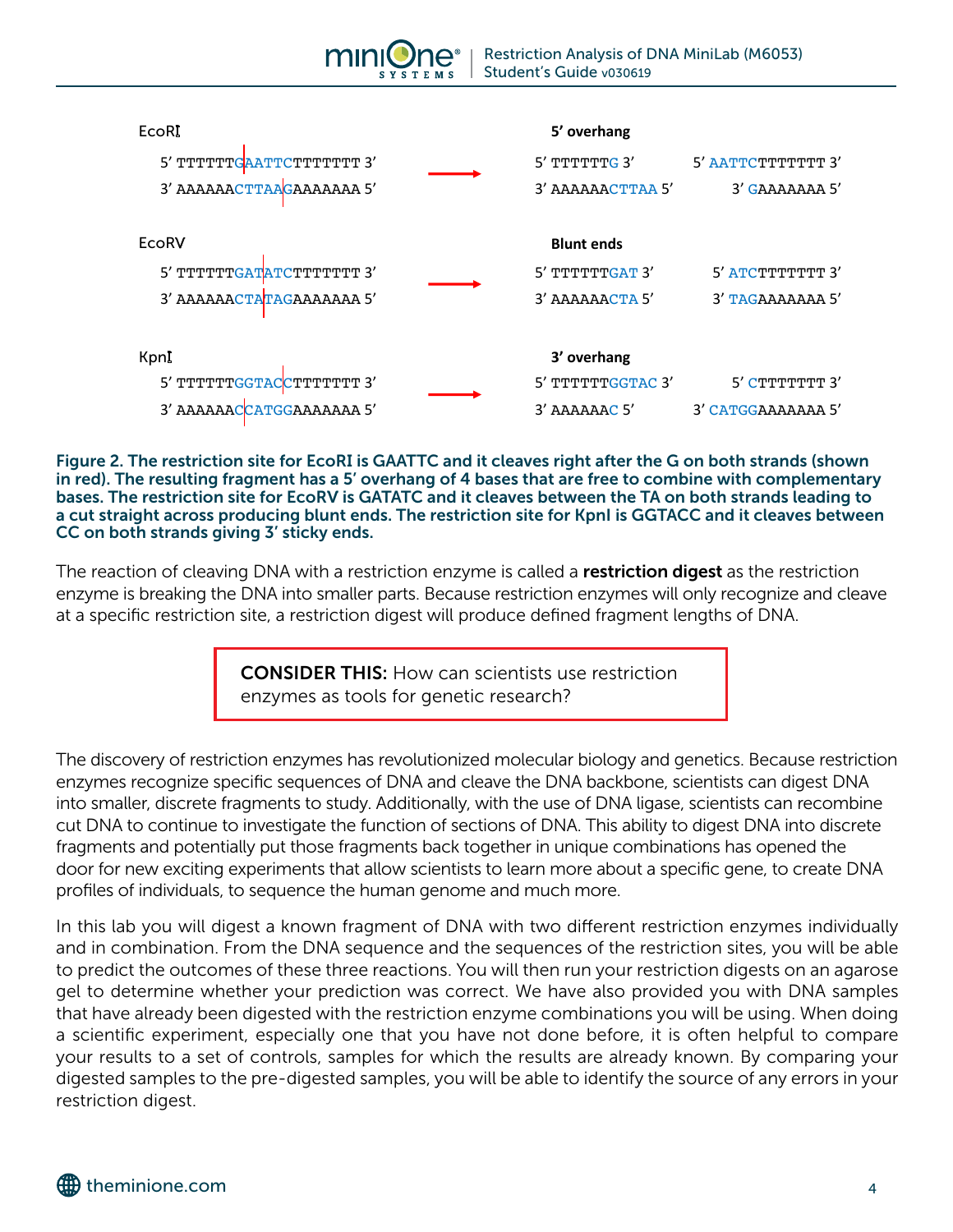EcoRI

```
5' TTTTTTGAATTCTTTTTTT 3'          5' TTTTTTG 3'      5' AATTCTTTTTTT 3'
3' AAAAAACTTAAGAAAAAAA 5'    →     3' AAAAAACTTAA 5'     3' GAAAAAAA 5'
```

5' overhang

EcoRV

```
5' TTTTTTGATATCTTTTTTT 3'          5' TTTTTTGAT 3'     5' ATCTTTTTTT 3'
3' AAAAAACTATAGAAAAAAA 5'    →     3' AAAAAACTA 5'     3' TAGAAAAAAA 5'
```

Blunt ends

KpnI

```
5' TTTTTTGGTACCTTTTTTT 3'          5' TTTTTTGGTAC 3'     5' CTTTTTTT 3'
3' AAAAAACCATGGAAAAAAA 5'    →     3' AAAAAAC 5'      3' CATGGAAAAAAA 5'
```

3' overhang

**Figure 2. The restriction site for EcoRI is GAATTC and it cleaves right after the G on both strands (shown in red). The resulting fragment has a 5' overhang of 4 bases that are free to combine with complementary bases. The restriction site for EcoRV is GATATC and it cleaves between the TA on both strands leading to a cut straight across producing blunt ends. The restriction site for KpnI is GGTACC and it cleaves between CC on both strands giving 3' sticky ends.**

The reaction of cleaving DNA with a restriction enzyme is called a **restriction digest** as the restriction enzyme is breaking the DNA into smaller parts. Because restriction enzymes will only recognize and cleave at a specific restriction site, a restriction digest will produce defined fragment lengths of DNA.

> **CONSIDER THIS:** How can scientists use restriction enzymes as tools for genetic research?

The discovery of restriction enzymes has revolutionized molecular biology and genetics. Because restriction enzymes recognize specific sequences of DNA and cleave the DNA backbone, scientists can digest DNA into smaller, discrete fragments to study. Additionally, with the use of DNA ligase, scientists can recombine cut DNA to continue to investigate the function of sections of DNA. This ability to digest DNA into discrete fragments and potentially put those fragments back together in unique combinations has opened the door for new exciting experiments that allow scientists to learn more about a specific gene, to create DNA profiles of individuals, to sequence the human genome and much more.

In this lab you will digest a known fragment of DNA with two different restriction enzymes individually and in combination. From the DNA sequence and the sequences of the restriction sites, you will be able to predict the outcomes of these three reactions. You will then run your restriction digests on an agarose gel to determine whether your prediction was correct. We have also provided you with DNA samples that have already been digested with the restriction enzyme combinations you will be using. When doing a scientific experiment, especially one that you have not done before, it is often helpful to compare your results to a set of controls, samples for which the results are already known. By comparing your digested samples to the pre-digested samples, you will be able to identify the source of any errors in your restriction digest.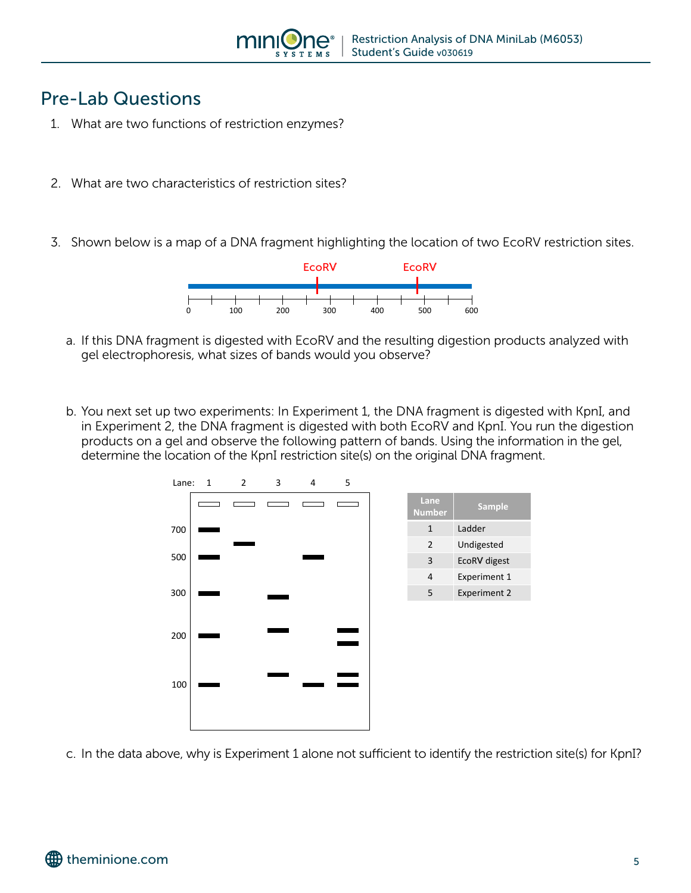## Pre-Lab Questions

1. What are two functions of restriction enzymes?

2. What are two characteristics of restriction sites?

3. Shown below is a map of a DNA fragment highlighting the location of two EcoRV restriction sites.

EcoRV EcoRV

0 100 200 300 400 500 600

   a. If this DNA fragment is digested with EcoRV and the resulting digestion products analyzed with gel electrophoresis, what sizes of bands would you observe?

   b. You next set up two experiments: In Experiment 1, the DNA fragment is digested with KpnI, and in Experiment 2, the DNA fragment is digested with both EcoRV and KpnI. You run the digestion products on a gel and observe the following pattern of bands. Using the information in the gel, determine the location of the KpnI restriction site(s) on the original DNA fragment.

Lane: 1 2 3 4 5

700
500
300
200
100

| Lane Number | Sample |
| --- | --- |
| 1 | Ladder |
| 2 | Undigested |
| 3 | EcoRV digest |
| 4 | Experiment 1 |
| 5 | Experiment 2 |

   c. In the data above, why is Experiment 1 alone not sufficient to identify the restriction site(s) for KpnI?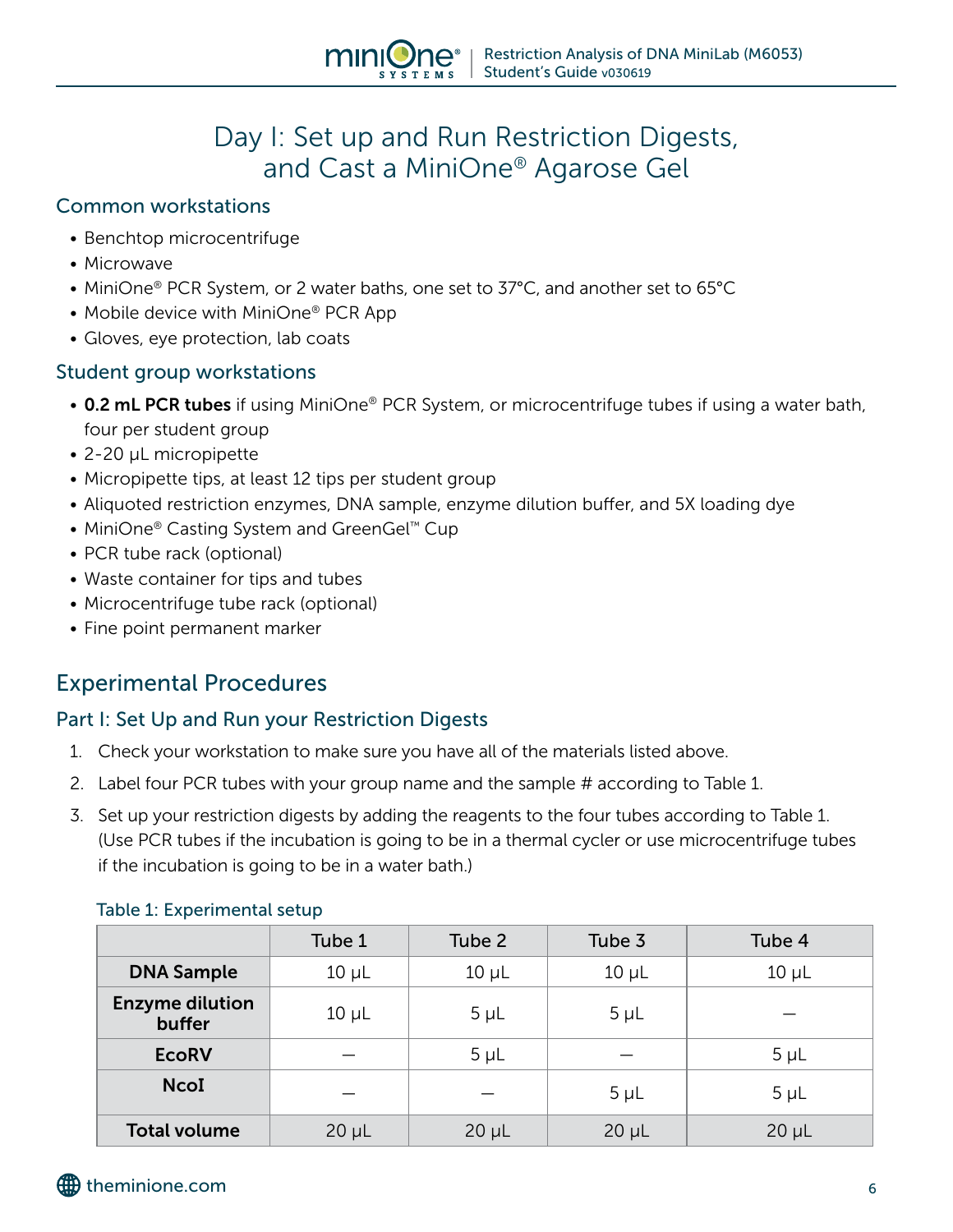# Day I: Set up and Run Restriction Digests, and Cast a MiniOne® Agarose Gel

## Common workstations

- Benchtop microcentrifuge
- Microwave
- MiniOne® PCR System, or 2 water baths, one set to 37°C, and another set to 65°C
- Mobile device with MiniOne® PCR App
- Gloves, eye protection, lab coats

## Student group workstations

- **0.2 mL PCR tubes** if using MiniOne® PCR System, or microcentrifuge tubes if using a water bath, four per student group
- 2-20 µL micropipette
- Micropipette tips, at least 12 tips per student group
- Aliquoted restriction enzymes, DNA sample, enzyme dilution buffer, and 5X loading dye
- MiniOne® Casting System and GreenGel™ Cup
- PCR tube rack (optional)
- Waste container for tips and tubes
- Microcentrifuge tube rack (optional)
- Fine point permanent marker

## Experimental Procedures

### Part I: Set Up and Run your Restriction Digests

1. Check your workstation to make sure you have all of the materials listed above.
2. Label four PCR tubes with your group name and the sample # according to Table 1.
3. Set up your restriction digests by adding the reagents to the four tubes according to Table 1. (Use PCR tubes if the incubation is going to be in a thermal cycler or use microcentrifuge tubes if the incubation is going to be in a water bath.)

Table 1: Experimental setup

| | Tube 1 | Tube 2 | Tube 3 | Tube 4 |
|---|---|---|---|---|
| **DNA Sample** | 10 µL | 10 µL | 10 µL | 10 µL |
| **Enzyme dilution buffer** | 10 µL | 5 µL | 5 µL | — |
| **EcoRV** | — | 5 µL | — | 5 µL |
| **NcoI** | — | — | 5 µL | 5 µL |
| **Total volume** | 20 µL | 20 µL | 20 µL | 20 µL |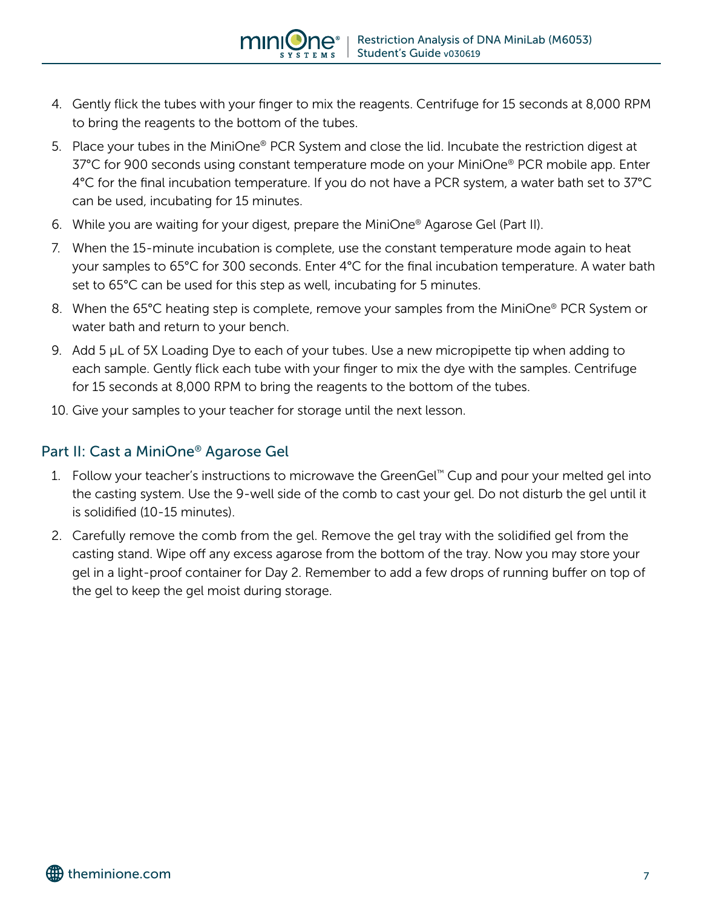4. Gently flick the tubes with your finger to mix the reagents. Centrifuge for 15 seconds at 8,000 RPM to bring the reagents to the bottom of the tubes.
5. Place your tubes in the MiniOne® PCR System and close the lid. Incubate the restriction digest at 37°C for 900 seconds using constant temperature mode on your MiniOne® PCR mobile app. Enter 4°C for the final incubation temperature. If you do not have a PCR system, a water bath set to 37°C can be used, incubating for 15 minutes.
6. While you are waiting for your digest, prepare the MiniOne® Agarose Gel (Part II).
7. When the 15-minute incubation is complete, use the constant temperature mode again to heat your samples to 65°C for 300 seconds. Enter 4°C for the final incubation temperature. A water bath set to 65°C can be used for this step as well, incubating for 5 minutes.
8. When the 65°C heating step is complete, remove your samples from the MiniOne® PCR System or water bath and return to your bench.
9. Add 5 µL of 5X Loading Dye to each of your tubes. Use a new micropipette tip when adding to each sample. Gently flick each tube with your finger to mix the dye with the samples. Centrifuge for 15 seconds at 8,000 RPM to bring the reagents to the bottom of the tubes.
10. Give your samples to your teacher for storage until the next lesson.

## Part II: Cast a MiniOne® Agarose Gel

1. Follow your teacher's instructions to microwave the GreenGel™ Cup and pour your melted gel into the casting system. Use the 9-well side of the comb to cast your gel. Do not disturb the gel until it is solidified (10-15 minutes).
2. Carefully remove the comb from the gel. Remove the gel tray with the solidified gel from the casting stand. Wipe off any excess agarose from the bottom of the tray. Now you may store your gel in a light-proof container for Day 2. Remember to add a few drops of running buffer on top of the gel to keep the gel moist during storage.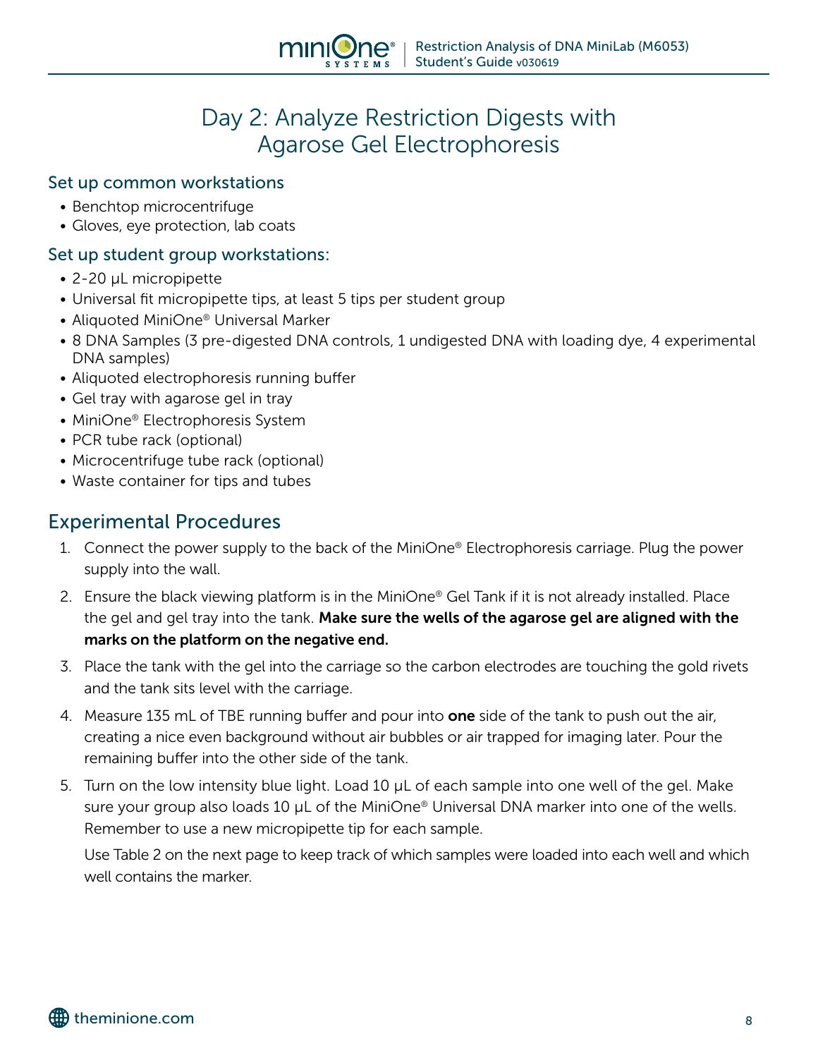# Day 2: Analyze Restriction Digests with Agarose Gel Electrophoresis

### Set up common workstations

- Benchtop microcentrifuge
- Gloves, eye protection, lab coats

### Set up student group workstations:

- 2-20 µL micropipette
- Universal fit micropipette tips, at least 5 tips per student group
- Aliquoted MiniOne® Universal Marker
- 8 DNA Samples (3 pre-digested DNA controls, 1 undigested DNA with loading dye, 4 experimental DNA samples)
- Aliquoted electrophoresis running buffer
- Gel tray with agarose gel in tray
- MiniOne® Electrophoresis System
- PCR tube rack (optional)
- Microcentrifuge tube rack (optional)
- Waste container for tips and tubes

## Experimental Procedures

1. Connect the power supply to the back of the MiniOne® Electrophoresis carriage. Plug the power supply into the wall.
2. Ensure the black viewing platform is in the MiniOne® Gel Tank if it is not already installed. Place the gel and gel tray into the tank. **Make sure the wells of the agarose gel are aligned with the marks on the platform on the negative end.**
3. Place the tank with the gel into the carriage so the carbon electrodes are touching the gold rivets and the tank sits level with the carriage.
4. Measure 135 mL of TBE running buffer and pour into **one** side of the tank to push out the air, creating a nice even background without air bubbles or air trapped for imaging later. Pour the remaining buffer into the other side of the tank.
5. Turn on the low intensity blue light. Load 10 µL of each sample into one well of the gel. Make sure your group also loads 10 µL of the MiniOne® Universal DNA marker into one of the wells. Remember to use a new micropipette tip for each sample.

   Use Table 2 on the next page to keep track of which samples were loaded into each well and which well contains the marker.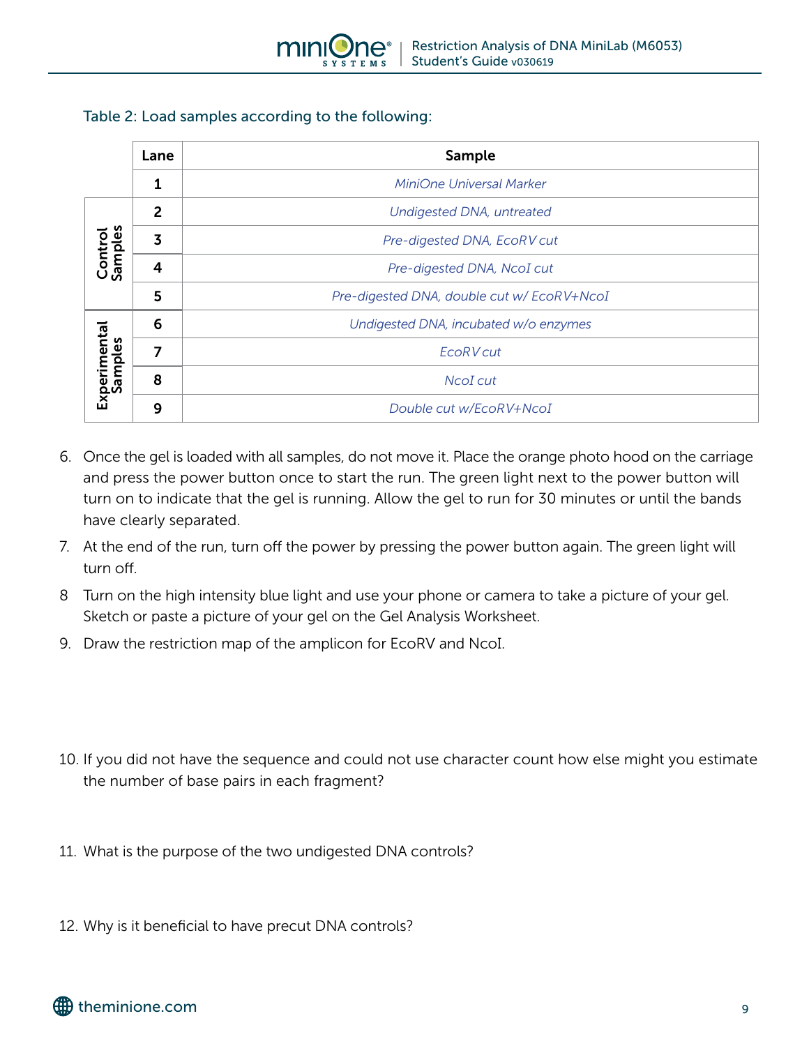Table 2: Load samples according to the following:

| | Lane | Sample |
|---|---|---|
| | 1 | *MiniOne Universal Marker* |
| Control Samples | 2 | *Undigested DNA, untreated* |
| | 3 | *Pre-digested DNA, EcoRV cut* |
| | 4 | *Pre-digested DNA, NcoI cut* |
| | 5 | *Pre-digested DNA, double cut w/ EcoRV+NcoI* |
| Experimental Samples | 6 | *Undigested DNA, incubated w/o enzymes* |
| | 7 | *EcoRV cut* |
| | 8 | *NcoI cut* |
| | 9 | *Double cut w/EcoRV+NcoI* |

6. Once the gel is loaded with all samples, do not move it. Place the orange photo hood on the carriage and press the power button once to start the run. The green light next to the power button will turn on to indicate that the gel is running. Allow the gel to run for 30 minutes or until the bands have clearly separated.
7. At the end of the run, turn off the power by pressing the power button again. The green light will turn off.
8. Turn on the high intensity blue light and use your phone or camera to take a picture of your gel. Sketch or paste a picture of your gel on the Gel Analysis Worksheet.
9. Draw the restriction map of the amplicon for EcoRV and NcoI.

10. If you did not have the sequence and could not use character count how else might you estimate the number of base pairs in each fragment?

11. What is the purpose of the two undigested DNA controls?

12. Why is it beneficial to have precut DNA controls?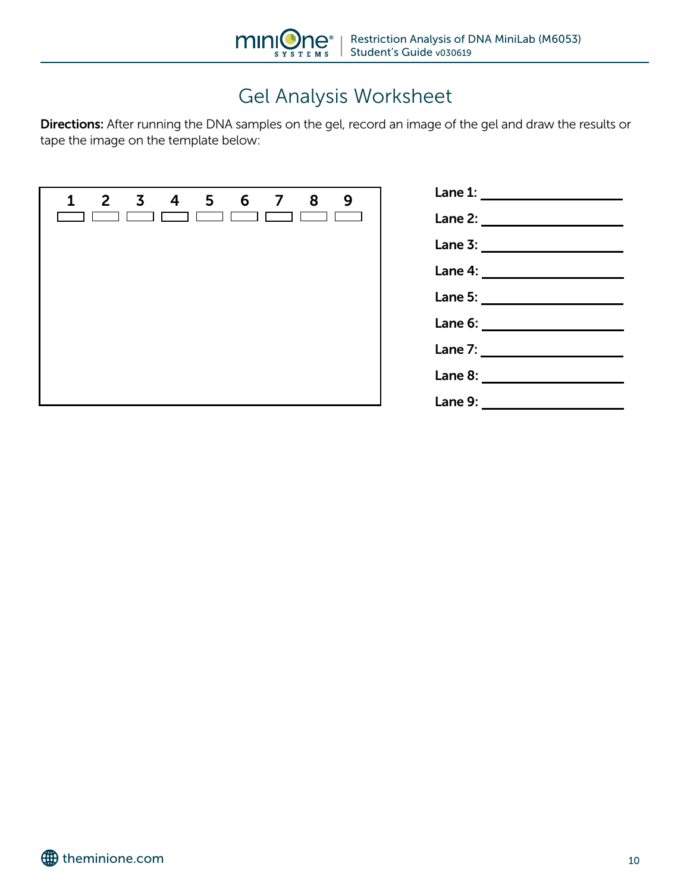# Gel Analysis Worksheet

**Directions:** After running the DNA samples on the gel, record an image of the gel and draw the results or tape the image on the template below:

1 2 3 4 5 6 7 8 9

**Lane 1:** ____________________

**Lane 2:** ____________________

**Lane 3:** ____________________

**Lane 4:** ____________________

**Lane 5:** ____________________

**Lane 6:** ____________________

**Lane 7:** ____________________

**Lane 8:** ____________________

**Lane 9:** ____________________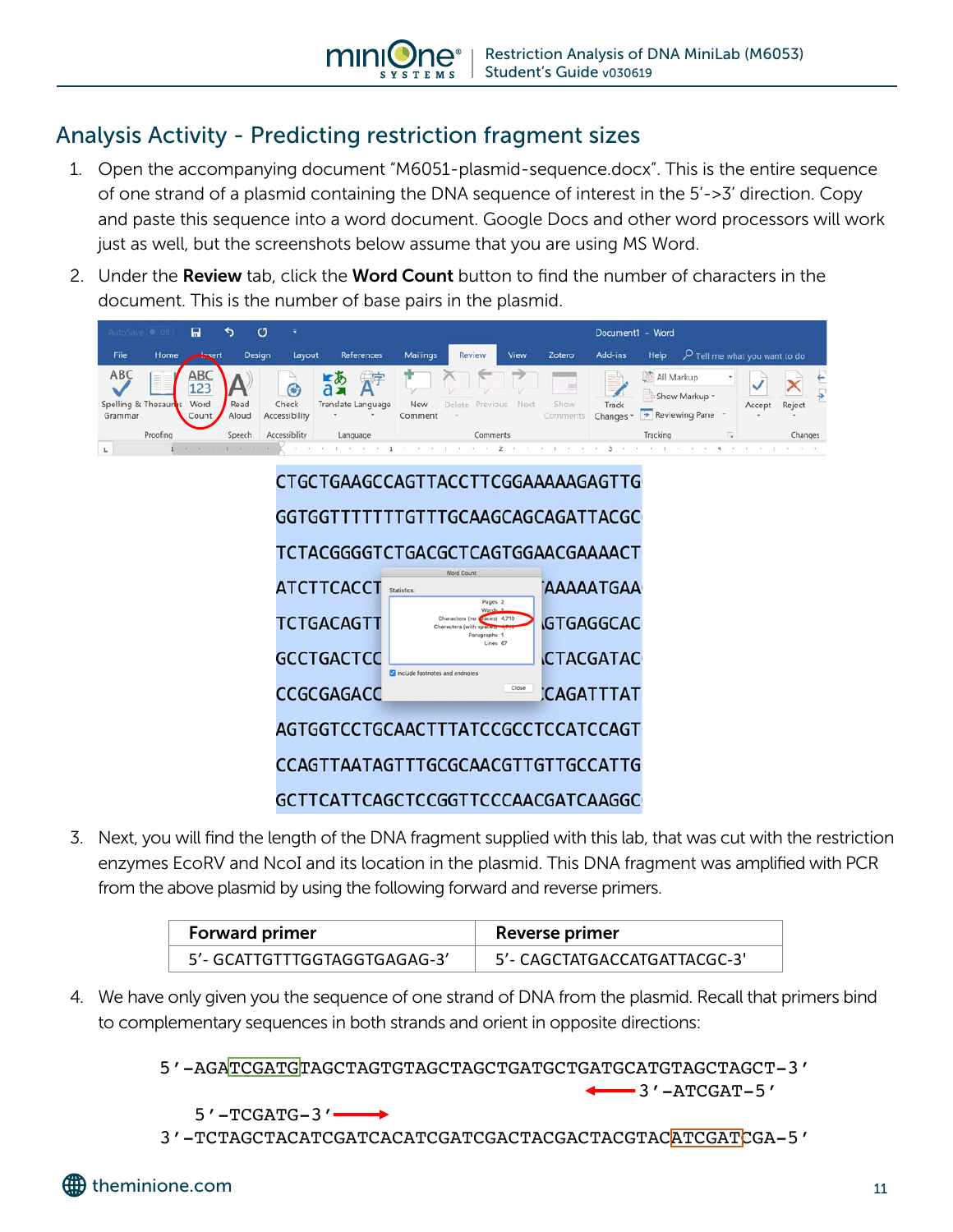## Analysis Activity - Predicting restriction fragment sizes

1. Open the accompanying document "M6051-plasmid-sequence.docx". This is the entire sequence of one strand of a plasmid containing the DNA sequence of interest in the 5'->3' direction. Copy and paste this sequence into a word document. Google Docs and other word processors will work just as well, but the screenshots below assume that you are using MS Word.

2. Under the **Review** tab, click the **Word Count** button to find the number of characters in the document. This is the number of base pairs in the plasmid.

3. Next, you will find the length of the DNA fragment supplied with this lab, that was cut with the restriction enzymes EcoRV and NcoI and its location in the plasmid. This DNA fragment was amplified with PCR from the above plasmid by using the following forward and reverse primers.

| Forward primer | Reverse primer |
|---|---|
| 5'- GCATTGTTTGGTAGGTGAGAG-3' | 5'- CAGCTATGACCATGATTACGC-3' |

4. We have only given you the sequence of one strand of DNA from the plasmid. Recall that primers bind to complementary sequences in both strands and orient in opposite directions:

```
5'-AGATCGATGTAGCTAGTGTAGCTAGCTGATGCTGATGCATGTAGCTAGCT-3'
                                                  3'-ATCGAT-5'
   5'-TCGATG-3'
3'-TCTAGCTACATCGATCACATCGATCGACTACGACTACGTACATCGATCGA-5'
```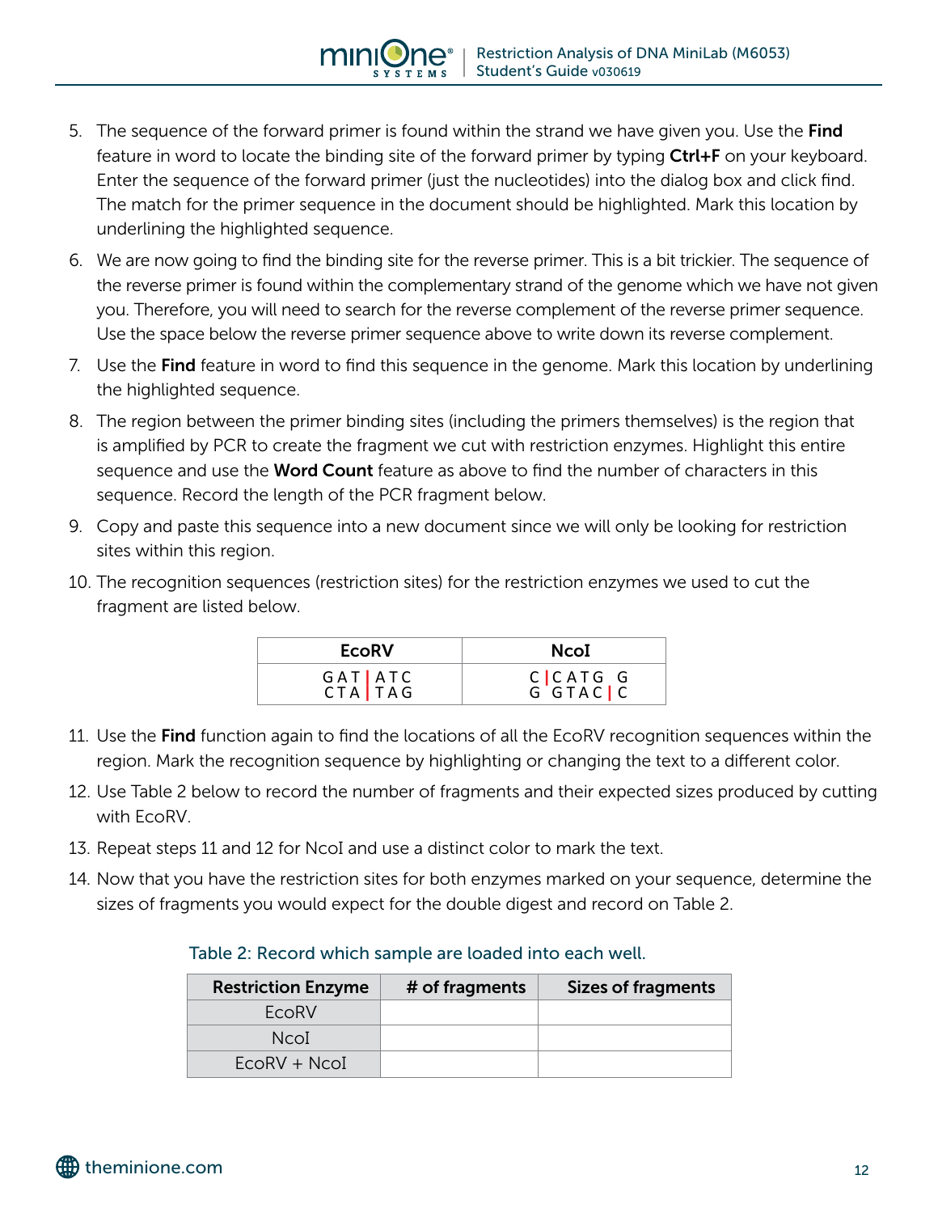5. The sequence of the forward primer is found within the strand we have given you. Use the **Find** feature in word to locate the binding site of the forward primer by typing **Ctrl+F** on your keyboard. Enter the sequence of the forward primer (just the nucleotides) into the dialog box and click find. The match for the primer sequence in the document should be highlighted. Mark this location by underlining the highlighted sequence.
6. We are now going to find the binding site for the reverse primer. This is a bit trickier. The sequence of the reverse primer is found within the complementary strand of the genome which we have not given you. Therefore, you will need to search for the reverse complement of the reverse primer sequence. Use the space below the reverse primer sequence above to write down its reverse complement.
7. Use the **Find** feature in word to find this sequence in the genome. Mark this location by underlining the highlighted sequence.
8. The region between the primer binding sites (including the primers themselves) is the region that is amplified by PCR to create the fragment we cut with restriction enzymes. Highlight this entire sequence and use the **Word Count** feature as above to find the number of characters in this sequence. Record the length of the PCR fragment below.
9. Copy and paste this sequence into a new document since we will only be looking for restriction sites within this region.
10. The recognition sequences (restriction sites) for the restriction enzymes we used to cut the fragment are listed below.

| EcoRV | NcoI |
|---|---|
| GAT \| ATC<br>CTA \| TAG | C \| CATG G<br>G GTAC \| C |

11. Use the **Find** function again to find the locations of all the EcoRV recognition sequences within the region. Mark the recognition sequence by highlighting or changing the text to a different color.
12. Use Table 2 below to record the number of fragments and their expected sizes produced by cutting with EcoRV.
13. Repeat steps 11 and 12 for NcoI and use a distinct color to mark the text.
14. Now that you have the restriction sites for both enzymes marked on your sequence, determine the sizes of fragments you would expect for the double digest and record on Table 2.

Table 2: Record which sample are loaded into each well.

| Restriction Enzyme | # of fragments | Sizes of fragments |
|---|---|---|
| EcoRV | | |
| NcoI | | |
| EcoRV + NcoI | | |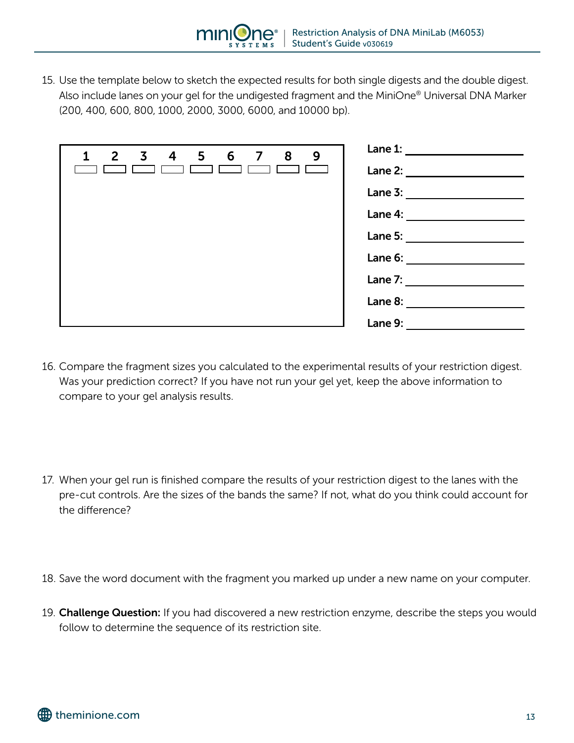15. Use the template below to sketch the expected results for both single digests and the double digest. Also include lanes on your gel for the undigested fragment and the MiniOne® Universal DNA Marker (200, 400, 600, 800, 1000, 2000, 3000, 6000, and 10000 bp).

| 1 | 2 | 3 | 4 | 5 | 6 | 7 | 8 | 9 |
|---|---|---|---|---|---|---|---|---|
| | | | | | | | | |

Lane 1: ____________________

Lane 2: ____________________

Lane 3: ____________________

Lane 4: ____________________

Lane 5: ____________________

Lane 6: ____________________

Lane 7: ____________________

Lane 8: ____________________

Lane 9: ____________________

16. Compare the fragment sizes you calculated to the experimental results of your restriction digest. Was your prediction correct? If you have not run your gel yet, keep the above information to compare to your gel analysis results.

17. When your gel run is finished compare the results of your restriction digest to the lanes with the pre-cut controls. Are the sizes of the bands the same? If not, what do you think could account for the difference?

18. Save the word document with the fragment you marked up under a new name on your computer.

19. **Challenge Question:** If you had discovered a new restriction enzyme, describe the steps you would follow to determine the sequence of its restriction site.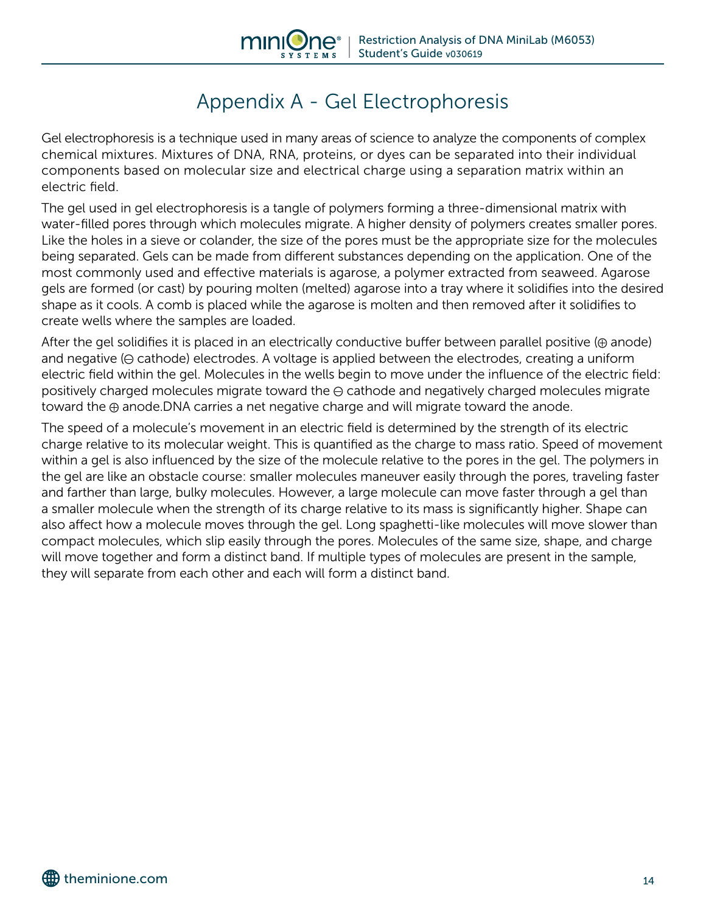# Appendix A - Gel Electrophoresis

Gel electrophoresis is a technique used in many areas of science to analyze the components of complex chemical mixtures. Mixtures of DNA, RNA, proteins, or dyes can be separated into their individual components based on molecular size and electrical charge using a separation matrix within an electric field.

The gel used in gel electrophoresis is a tangle of polymers forming a three-dimensional matrix with water-filled pores through which molecules migrate. A higher density of polymers creates smaller pores. Like the holes in a sieve or colander, the size of the pores must be the appropriate size for the molecules being separated. Gels can be made from different substances depending on the application. One of the most commonly used and effective materials is agarose, a polymer extracted from seaweed. Agarose gels are formed (or cast) by pouring molten (melted) agarose into a tray where it solidifies into the desired shape as it cools. A comb is placed while the agarose is molten and then removed after it solidifies to create wells where the samples are loaded.

After the gel solidifies it is placed in an electrically conductive buffer between parallel positive (⊕ anode) and negative (⊖ cathode) electrodes. A voltage is applied between the electrodes, creating a uniform electric field within the gel. Molecules in the wells begin to move under the influence of the electric field: positively charged molecules migrate toward the ⊖ cathode and negatively charged molecules migrate toward the ⊕ anode.DNA carries a net negative charge and will migrate toward the anode.

The speed of a molecule's movement in an electric field is determined by the strength of its electric charge relative to its molecular weight. This is quantified as the charge to mass ratio. Speed of movement within a gel is also influenced by the size of the molecule relative to the pores in the gel. The polymers in the gel are like an obstacle course: smaller molecules maneuver easily through the pores, traveling faster and farther than large, bulky molecules. However, a large molecule can move faster through a gel than a smaller molecule when the strength of its charge relative to its mass is significantly higher. Shape can also affect how a molecule moves through the gel. Long spaghetti-like molecules will move slower than compact molecules, which slip easily through the pores. Molecules of the same size, shape, and charge will move together and form a distinct band. If multiple types of molecules are present in the sample, they will separate from each other and each will form a distinct band.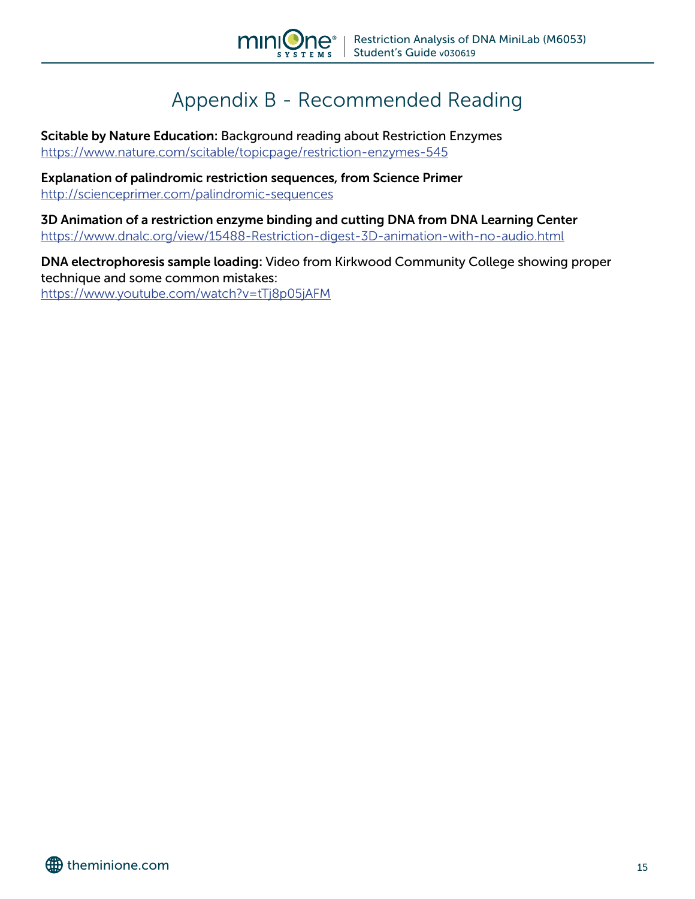# Appendix B - Recommended Reading

**Scitable by Nature Education:** Background reading about Restriction Enzymes
https://www.nature.com/scitable/topicpage/restriction-enzymes-545

**Explanation of palindromic restriction sequences, from Science Primer**
http://scienceprimer.com/palindromic-sequences

**3D Animation of a restriction enzyme binding and cutting DNA from DNA Learning Center**
https://www.dnalc.org/view/15488-Restriction-digest-3D-animation-with-no-audio.html

**DNA electrophoresis sample loading:** Video from Kirkwood Community College showing proper technique and some common mistakes:
https://www.youtube.com/watch?v=tTj8p05jAFM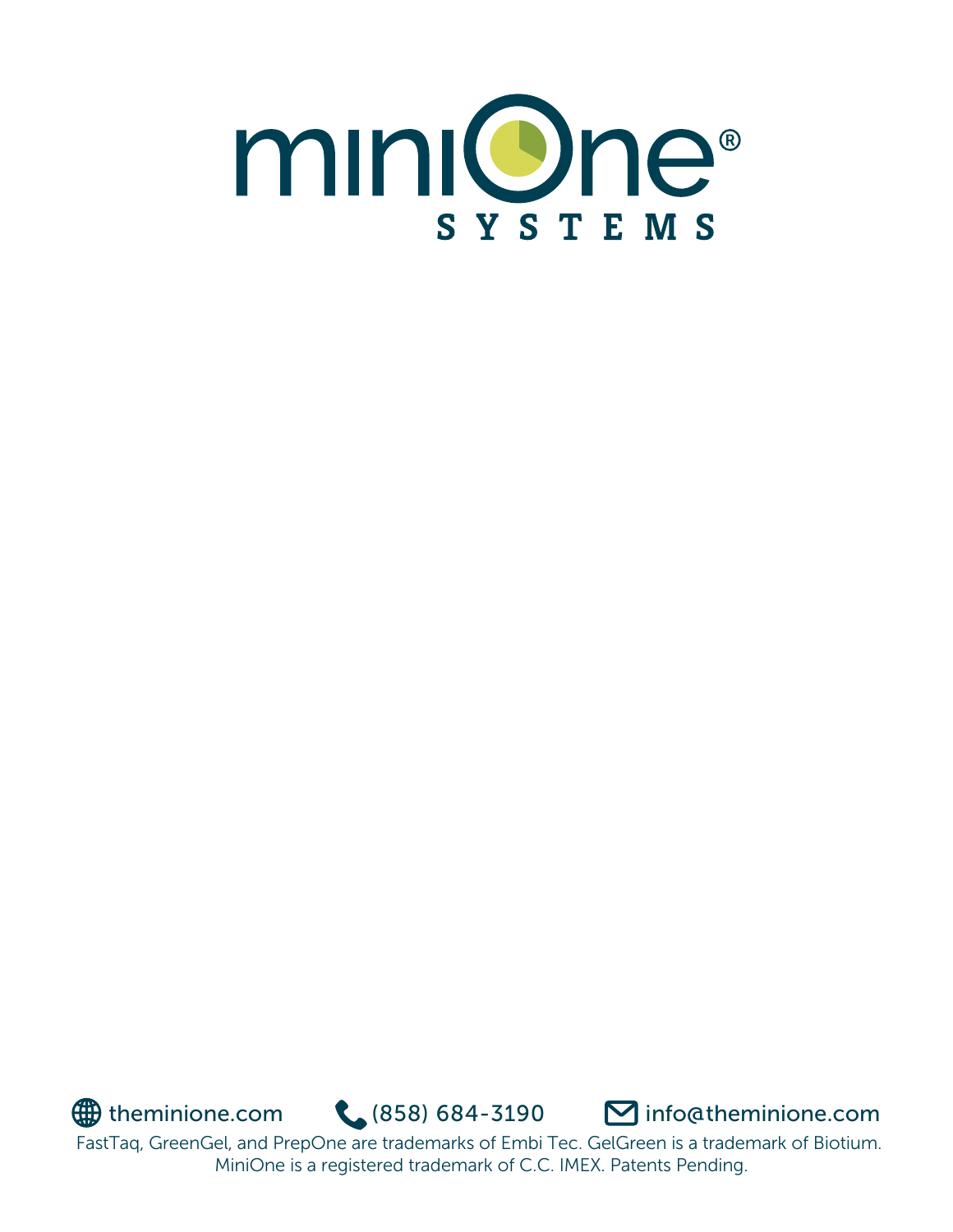miniOne®
SYSTEMS

theminione.com (858) 684-3190 info@theminione.com

FastTaq, GreenGel, and PrepOne are trademarks of Embi Tec. GelGreen is a trademark of Biotium.
MiniOne is a registered trademark of C.C. IMEX. Patents Pending.